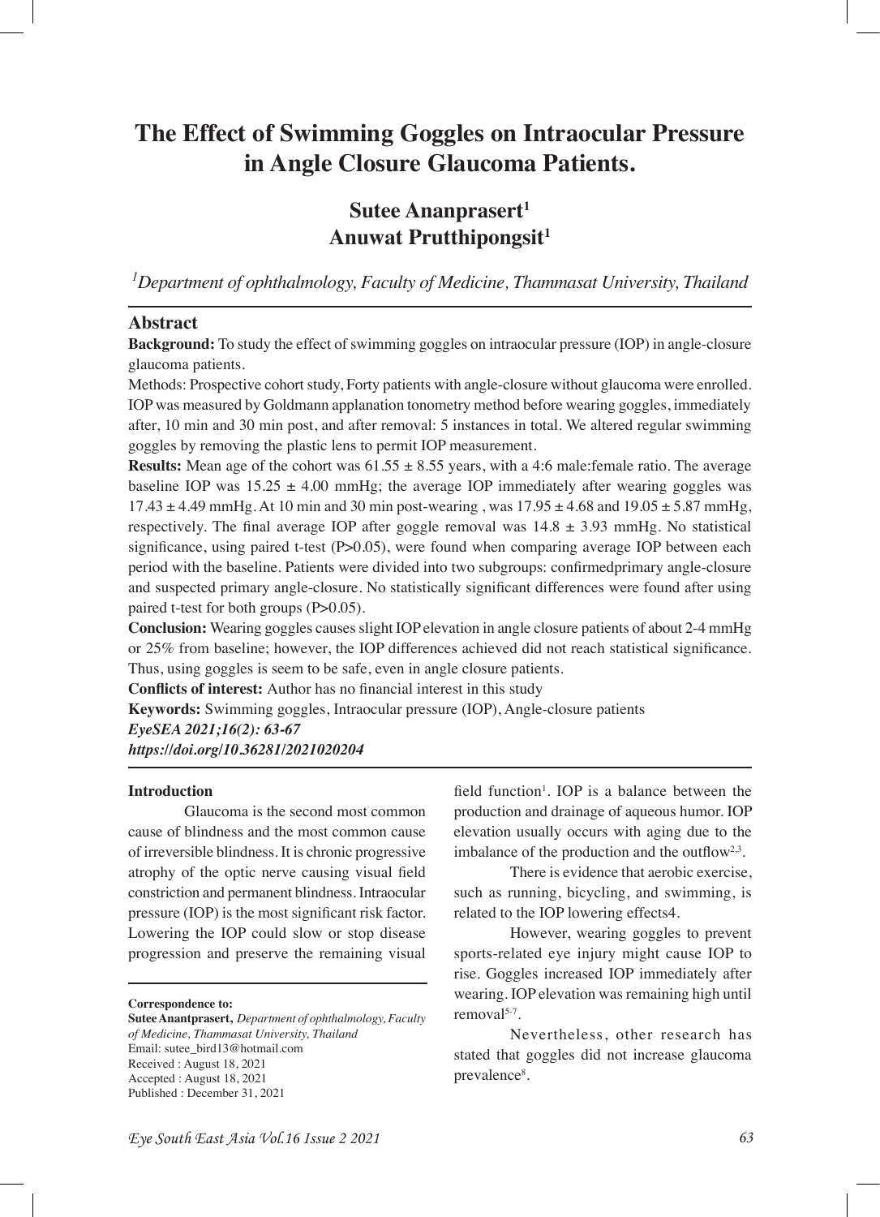# The Effect of Swimming Goggles on Intraocular Pressure in Angle Closure Glaucoma Patients.

**Sutee Ananprasert[1]**
**Anuwat Prutthipongsit[1]**

*[1]Department of ophthalmology, Faculty of Medicine, Thammasat University, Thailand*

## Abstract

**Background:** To study the effect of swimming goggles on intraocular pressure (IOP) in angle-closure glaucoma patients.

Methods: Prospective cohort study, Forty patients with angle-closure without glaucoma were enrolled. IOP was measured by Goldmann applanation tonometry method before wearing goggles, immediately after, 10 min and 30 min post, and after removal: 5 instances in total. We altered regular swimming goggles by removing the plastic lens to permit IOP measurement.

**Results:** Mean age of the cohort was 61.55 ± 8.55 years, with a 4:6 male:female ratio. The average baseline IOP was 15.25 ± 4.00 mmHg; the average IOP immediately after wearing goggles was 17.43 ± 4.49 mmHg. At 10 min and 30 min post-wearing , was 17.95 ± 4.68 and 19.05 ± 5.87 mmHg, respectively. The final average IOP after goggle removal was 14.8 ± 3.93 mmHg. No statistical significance, using paired t-test ($P>0.05$), were found when comparing average IOP between each period with the baseline. Patients were divided into two subgroups: confirmedprimary angle-closure and suspected primary angle-closure. No statistically significant differences were found after using paired t-test for both groups ($P>0.05$).

**Conclusion:** Wearing goggles causes slight IOP elevation in angle closure patients of about 2-4 mmHg or 25% from baseline; however, the IOP differences achieved did not reach statistical significance. Thus, using goggles is seem to be safe, even in angle closure patients.

**Conflicts of interest:** Author has no financial interest in this study

**Keywords:** Swimming goggles, Intraocular pressure (IOP), Angle-closure patients

***EyeSEA 2021;16(2): 63-67***

***https://doi.org/10.36281/2021020204***

### Introduction

Glaucoma is the second most common cause of blindness and the most common cause of irreversible blindness. It is chronic progressive atrophy of the optic nerve causing visual field constriction and permanent blindness. Intraocular pressure (IOP) is the most significant risk factor. Lowering the IOP could slow or stop disease progression and preserve the remaining visual field function[1]. IOP is a balance between the production and drainage of aqueous humor. IOP elevation usually occurs with aging due to the imbalance of the production and the outflow[2,3].

There is evidence that aerobic exercise, such as running, bicycling, and swimming, is related to the IOP lowering effects4.

However, wearing goggles to prevent sports-related eye injury might cause IOP to rise. Goggles increased IOP immediately after wearing. IOP elevation was remaining high until removal[5-7].

Nevertheless, other research has stated that goggles did not increase glaucoma prevalence[8].

**Correspondence to:**
**Sutee Anantprasert,** *Department of ophthalmology, Faculty of Medicine, Thammasat University, Thailand*
Email: sutee_bird13@hotmail.com
Received : August 18, 2021
Accepted : August 18, 2021
Published : December 31, 2021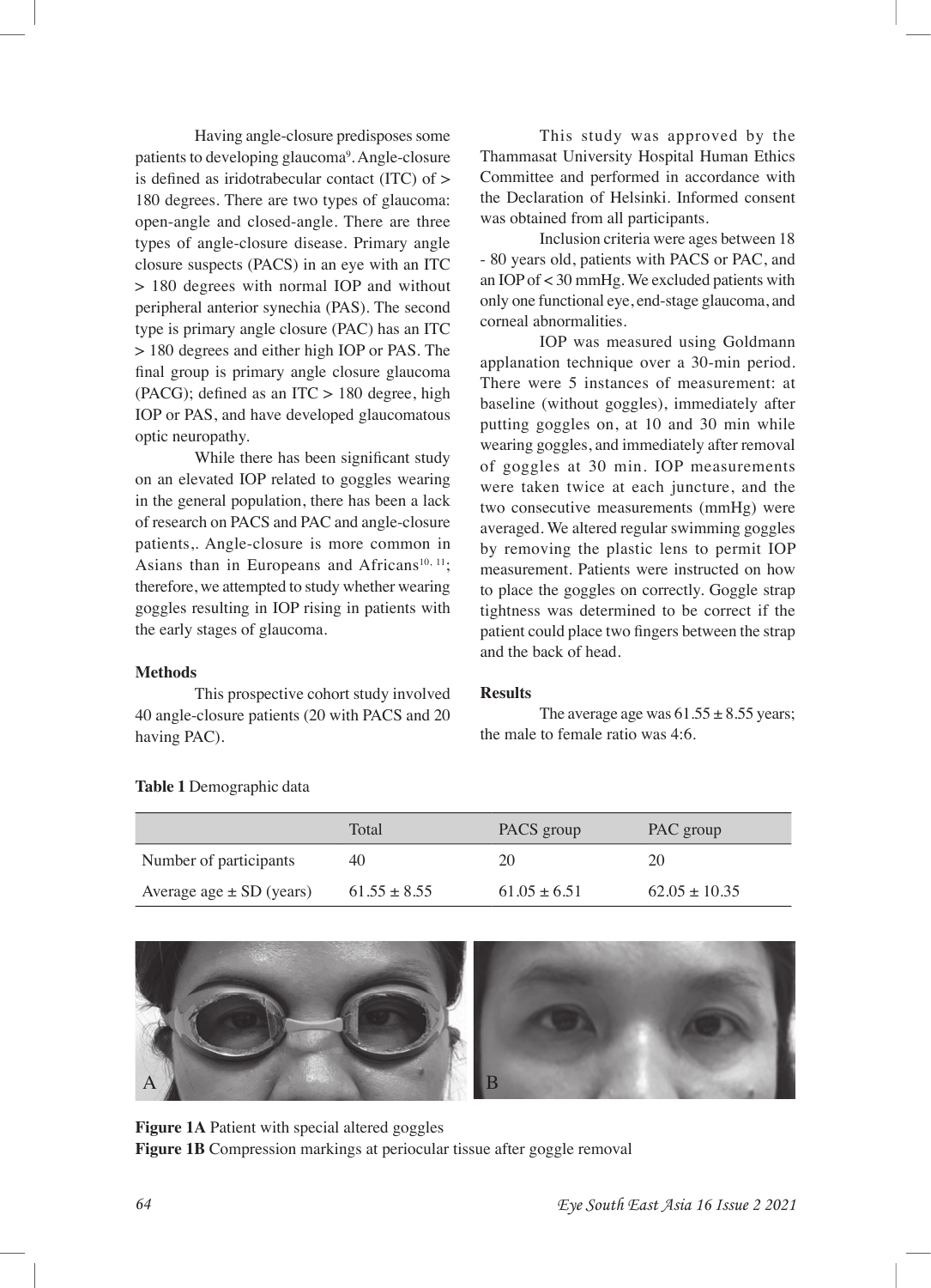Having angle-closure predisposes some patients to developing glaucoma[9]. Angle-closure is defined as iridotrabecular contact (ITC) of > 180 degrees. There are two types of glaucoma: open-angle and closed-angle. There are three types of angle-closure disease. Primary angle closure suspects (PACS) in an eye with an ITC > 180 degrees with normal IOP and without peripheral anterior synechia (PAS). The second type is primary angle closure (PAC) has an ITC > 180 degrees and either high IOP or PAS. The final group is primary angle closure glaucoma (PACG); defined as an ITC > 180 degree, high IOP or PAS, and have developed glaucomatous optic neuropathy.

While there has been significant study on an elevated IOP related to goggles wearing in the general population, there has been a lack of research on PACS and PAC and angle-closure patients,. Angle-closure is more common in Asians than in Europeans and Africans[10, 11]; therefore, we attempted to study whether wearing goggles resulting in IOP rising in patients with the early stages of glaucoma.

## Methods

This prospective cohort study involved 40 angle-closure patients (20 with PACS and 20 having PAC).

This study was approved by the Thammasat University Hospital Human Ethics Committee and performed in accordance with the Declaration of Helsinki. Informed consent was obtained from all participants.

Inclusion criteria were ages between 18 - 80 years old, patients with PACS or PAC, and an IOP of < 30 mmHg. We excluded patients with only one functional eye, end-stage glaucoma, and corneal abnormalities.

IOP was measured using Goldmann applanation technique over a 30-min period. There were 5 instances of measurement: at baseline (without goggles), immediately after putting goggles on, at 10 and 30 min while wearing goggles, and immediately after removal of goggles at 30 min. IOP measurements were taken twice at each juncture, and the two consecutive measurements (mmHg) were averaged. We altered regular swimming goggles by removing the plastic lens to permit IOP measurement. Patients were instructed on how to place the goggles on correctly. Goggle strap tightness was determined to be correct if the patient could place two fingers between the strap and the back of head.

## Results

The average age was 61.55 ± 8.55 years; the male to female ratio was 4:6.

**Table 1** Demographic data

| | Total | PACS group | PAC group |
|---|---|---|---|
| Number of participants | 40 | 20 | 20 |
| Average age ± SD (years) | 61.55 ± 8.55 | 61.05 ± 6.51 | 62.05 ± 10.35 |

**Figure 1A** Patient with special altered goggles
**Figure 1B** Compression markings at periocular tissue after goggle removal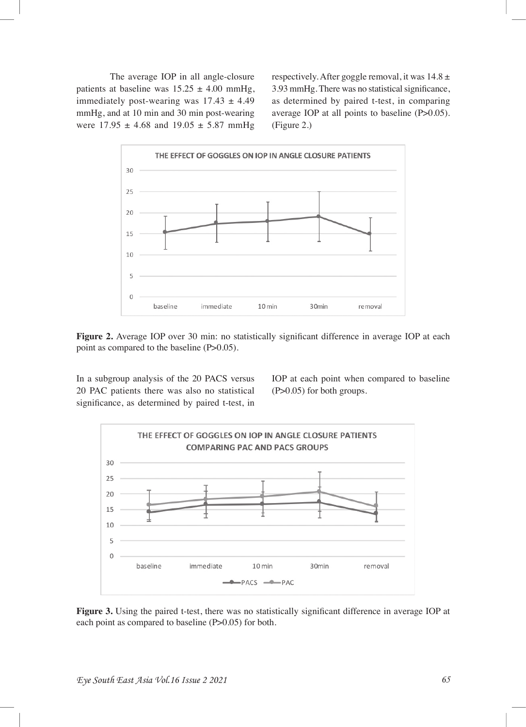The average IOP in all angle-closure patients at baseline was 15.25 ± 4.00 mmHg, immediately post-wearing was 17.43 ± 4.49 mmHg, and at 10 min and 30 min post-wearing were 17.95 ± 4.68 and 19.05 ± 5.87 mmHg respectively. After goggle removal, it was 14.8 ± 3.93 mmHg. There was no statistical significance, as determined by paired t-test, in comparing average IOP at all points to baseline (P>0.05). (Figure 2.)

**Figure 2.** Average IOP over 30 min: no statistically significant difference in average IOP at each point as compared to the baseline (P>0.05).

In a subgroup analysis of the 20 PACS versus 20 PAC patients there was also no statistical significance, as determined by paired t-test, in IOP at each point when compared to baseline (P>0.05) for both groups.

**Figure 3.** Using the paired t-test, there was no statistically significant difference in average IOP at each point as compared to baseline (P>0.05) for both.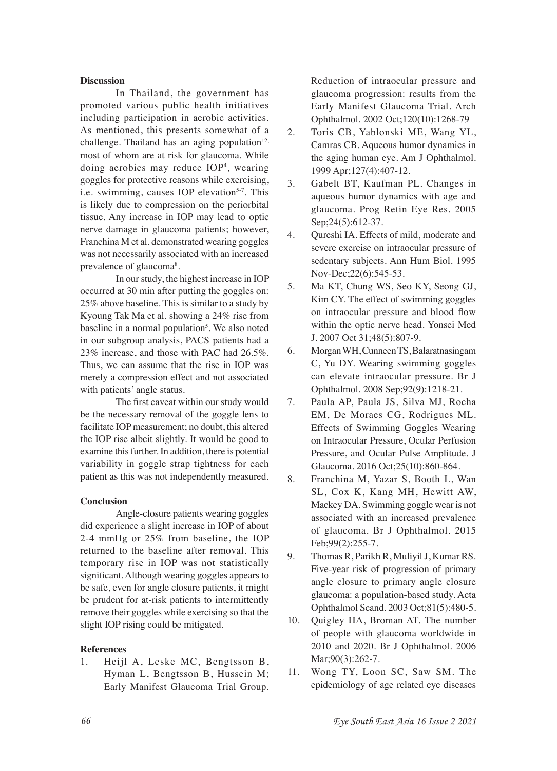## Discussion

In Thailand, the government has promoted various public health initiatives including participation in aerobic activities. As mentioned, this presents somewhat of a challenge. Thailand has an aging population[12,] most of whom are at risk for glaucoma. While doing aerobics may reduce IOP[4], wearing goggles for protective reasons while exercising, i.e. swimming, causes IOP elevation[5-7]. This is likely due to compression on the periorbital tissue. Any increase in IOP may lead to optic nerve damage in glaucoma patients; however, Franchina M et al. demonstrated wearing goggles was not necessarily associated with an increased prevalence of glaucoma[8].

In our study, the highest increase in IOP occurred at 30 min after putting the goggles on: 25% above baseline. This is similar to a study by Kyoung Tak Ma et al. showing a 24% rise from baseline in a normal population[5]. We also noted in our subgroup analysis, PACS patients had a 23% increase, and those with PAC had 26.5%. Thus, we can assume that the rise in IOP was merely a compression effect and not associated with patients' angle status.

The first caveat within our study would be the necessary removal of the goggle lens to facilitate IOP measurement; no doubt, this altered the IOP rise albeit slightly. It would be good to examine this further. In addition, there is potential variability in goggle strap tightness for each patient as this was not independently measured.

## Conclusion

Angle-closure patients wearing goggles did experience a slight increase in IOP of about 2-4 mmHg or 25% from baseline, the IOP returned to the baseline after removal. This temporary rise in IOP was not statistically significant. Although wearing goggles appears to be safe, even for angle closure patients, it might be prudent for at-risk patients to intermittently remove their goggles while exercising so that the slight IOP rising could be mitigated.

## References

1. Heijl A, Leske MC, Bengtsson B, Hyman L, Bengtsson B, Hussein M; Early Manifest Glaucoma Trial Group. Reduction of intraocular pressure and glaucoma progression: results from the Early Manifest Glaucoma Trial. Arch Ophthalmol. 2002 Oct;120(10):1268-79
2. Toris CB, Yablonski ME, Wang YL, Camras CB. Aqueous humor dynamics in the aging human eye. Am J Ophthalmol. 1999 Apr;127(4):407-12.
3. Gabelt BT, Kaufman PL. Changes in aqueous humor dynamics with age and glaucoma. Prog Retin Eye Res. 2005 Sep;24(5):612-37.
4. Qureshi IA. Effects of mild, moderate and severe exercise on intraocular pressure of sedentary subjects. Ann Hum Biol. 1995 Nov-Dec;22(6):545-53.
5. Ma KT, Chung WS, Seo KY, Seong GJ, Kim CY. The effect of swimming goggles on intraocular pressure and blood flow within the optic nerve head. Yonsei Med J. 2007 Oct 31;48(5):807-9.
6. Morgan WH, Cunneen TS, Balaratnasingam C, Yu DY. Wearing swimming goggles can elevate intraocular pressure. Br J Ophthalmol. 2008 Sep;92(9):1218-21.
7. Paula AP, Paula JS, Silva MJ, Rocha EM, De Moraes CG, Rodrigues ML. Effects of Swimming Goggles Wearing on Intraocular Pressure, Ocular Perfusion Pressure, and Ocular Pulse Amplitude. J Glaucoma. 2016 Oct;25(10):860-864.
8. Franchina M, Yazar S, Booth L, Wan SL, Cox K, Kang MH, Hewitt AW, Mackey DA. Swimming goggle wear is not associated with an increased prevalence of glaucoma. Br J Ophthalmol. 2015 Feb;99(2):255-7.
9. Thomas R, Parikh R, Muliyil J, Kumar RS. Five-year risk of progression of primary angle closure to primary angle closure glaucoma: a population-based study. Acta Ophthalmol Scand. 2003 Oct;81(5):480-5.
10. Quigley HA, Broman AT. The number of people with glaucoma worldwide in 2010 and 2020. Br J Ophthalmol. 2006 Mar;90(3):262-7.
11. Wong TY, Loon SC, Saw SM. The epidemiology of age related eye diseases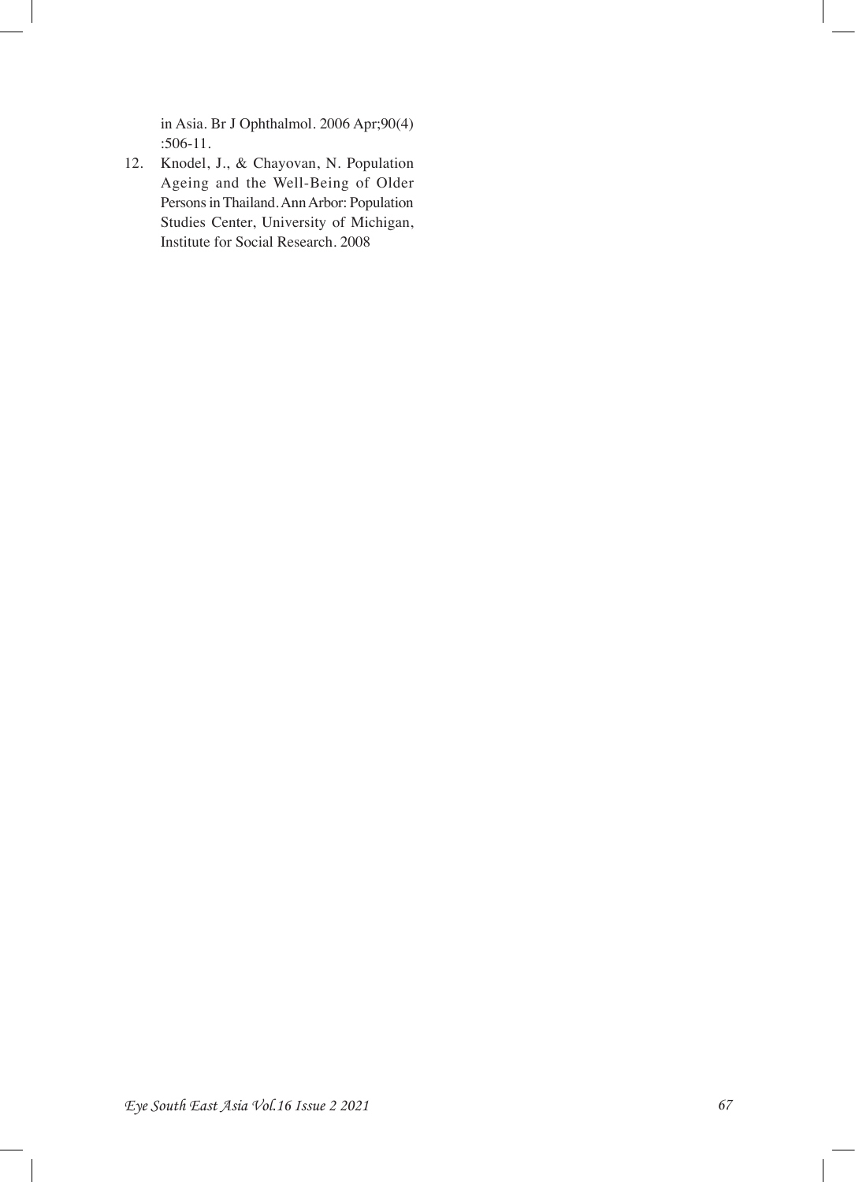in Asia. Br J Ophthalmol. 2006 Apr;90(4):506-11.

12. Knodel, J., & Chayovan, N. Population Ageing and the Well-Being of Older Persons in Thailand. Ann Arbor: Population Studies Center, University of Michigan, Institute for Social Research. 2008